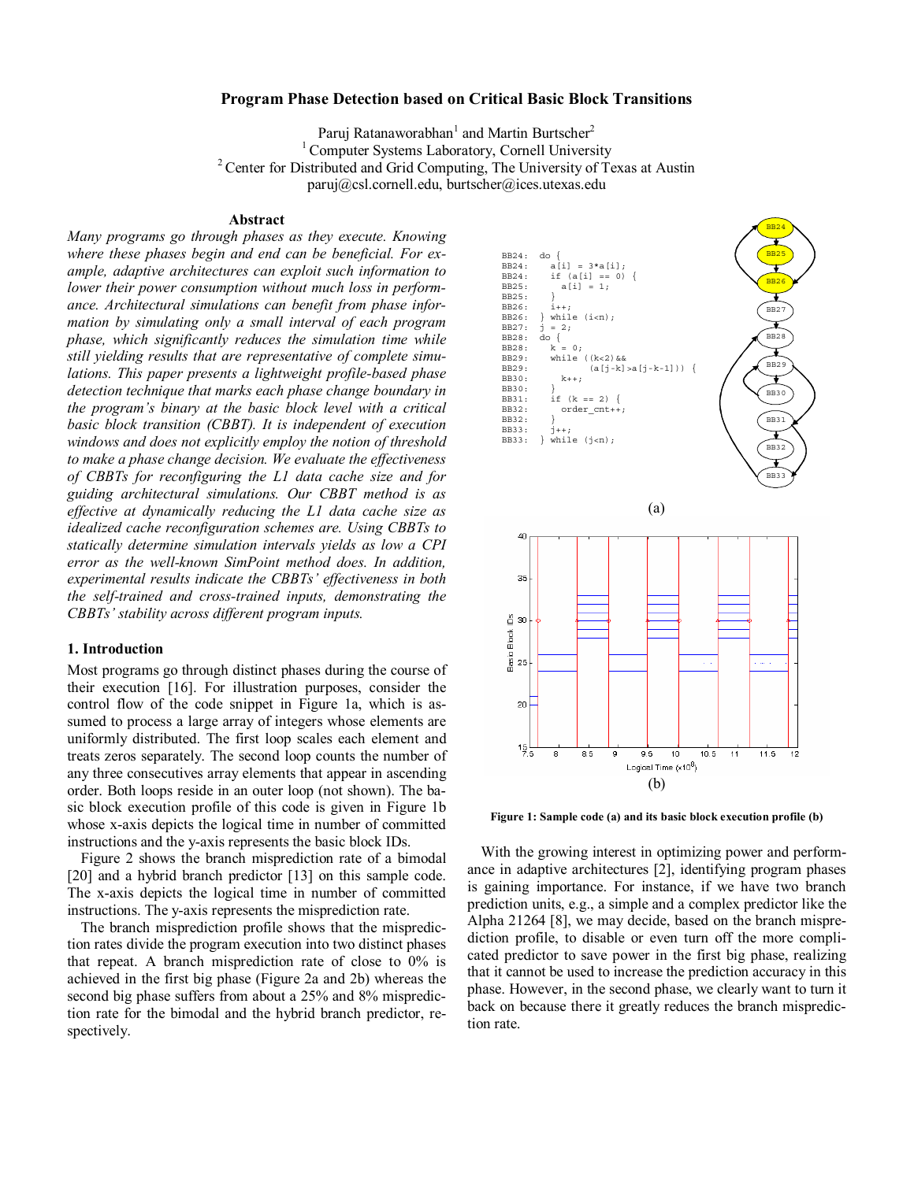# Program Phase Detection based on Critical Basic Block Transitions

Paruj Ratanaworabhan[1] and Martin Burtscher[2]

[1] Computer Systems Laboratory, Cornell University

[2] Center for Distributed and Grid Computing, The University of Texas at Austin

paruj@csl.cornell.edu, burtscher@ices.utexas.edu

## Abstract

*Many programs go through phases as they execute. Knowing where these phases begin and end can be beneficial. For example, adaptive architectures can exploit such information to lower their power consumption without much loss in performance. Architectural simulations can benefit from phase information by simulating only a small interval of each program phase, which significantly reduces the simulation time while still yielding results that are representative of complete simulations. This paper presents a lightweight profile-based phase detection technique that marks each phase change boundary in the program's binary at the basic block level with a critical basic block transition (CBBT). It is independent of execution windows and does not explicitly employ the notion of threshold to make a phase change decision. We evaluate the effectiveness of CBBTs for reconfiguring the L1 data cache size and for guiding architectural simulations. Our CBBT method is as effective at dynamically reducing the L1 data cache size as idealized cache reconfiguration schemes are. Using CBBTs to statically determine simulation intervals yields as low a CPI error as the well-known SimPoint method does. In addition, experimental results indicate the CBBTs' effectiveness in both the self-trained and cross-trained inputs, demonstrating the CBBTs' stability across different program inputs.*

## 1. Introduction

Most programs go through distinct phases during the course of their execution [16]. For illustration purposes, consider the control flow of the code snippet in Figure 1a, which is assumed to process a large array of integers whose elements are uniformly distributed. The first loop scales each element and treats zeros separately. The second loop counts the number of any three consecutives array elements that appear in ascending order. Both loops reside in an outer loop (not shown). The basic block execution profile of this code is given in Figure 1b whose x-axis depicts the logical time in number of committed instructions and the y-axis represents the basic block IDs.

Figure 2 shows the branch misprediction rate of a bimodal [20] and a hybrid branch predictor [13] on this sample code. The x-axis depicts the logical time in number of committed instructions. The y-axis represents the misprediction rate.

The branch misprediction profile shows that the misprediction rates divide the program execution into two distinct phases that repeat. A branch misprediction rate of close to 0% is achieved in the first big phase (Figure 2a and 2b) whereas the second big phase suffers from about a 25% and 8% misprediction rate for the bimodal and the hybrid branch predictor, respectively.

```
BB24:  do {
BB24:    a[i] = 3*a[i];
BB24:    if (a[i] == 0) {
BB25:      a[i] = 1;
BB25:    }
BB26:    i++;
BB26:  } while (i<n);
BB27:  j = 2;
BB28:  do {
BB28:    k = 0;
BB29:    while ((k<2)&&
BB29:           (a[j-k]>a[j-k-1])) {
BB30:      k++;
BB30:    }
BB31:    if (k == 2) {
BB32:      order_cnt++;
BB32:    }
BB33:    j++;
BB33:  } while (j<n);
```

(a)

(b)

**Figure 1: Sample code (a) and its basic block execution profile (b)**

With the growing interest in optimizing power and performance in adaptive architectures [2], identifying program phases is gaining importance. For instance, if we have two branch prediction units, e.g., a simple and a complex predictor like the Alpha 21264 [8], we may decide, based on the branch misprediction profile, to disable or even turn off the more complicated predictor to save power in the first big phase, realizing that it cannot be used to increase the prediction accuracy in this phase. However, in the second phase, we clearly want to turn it back on because there it greatly reduces the branch misprediction rate.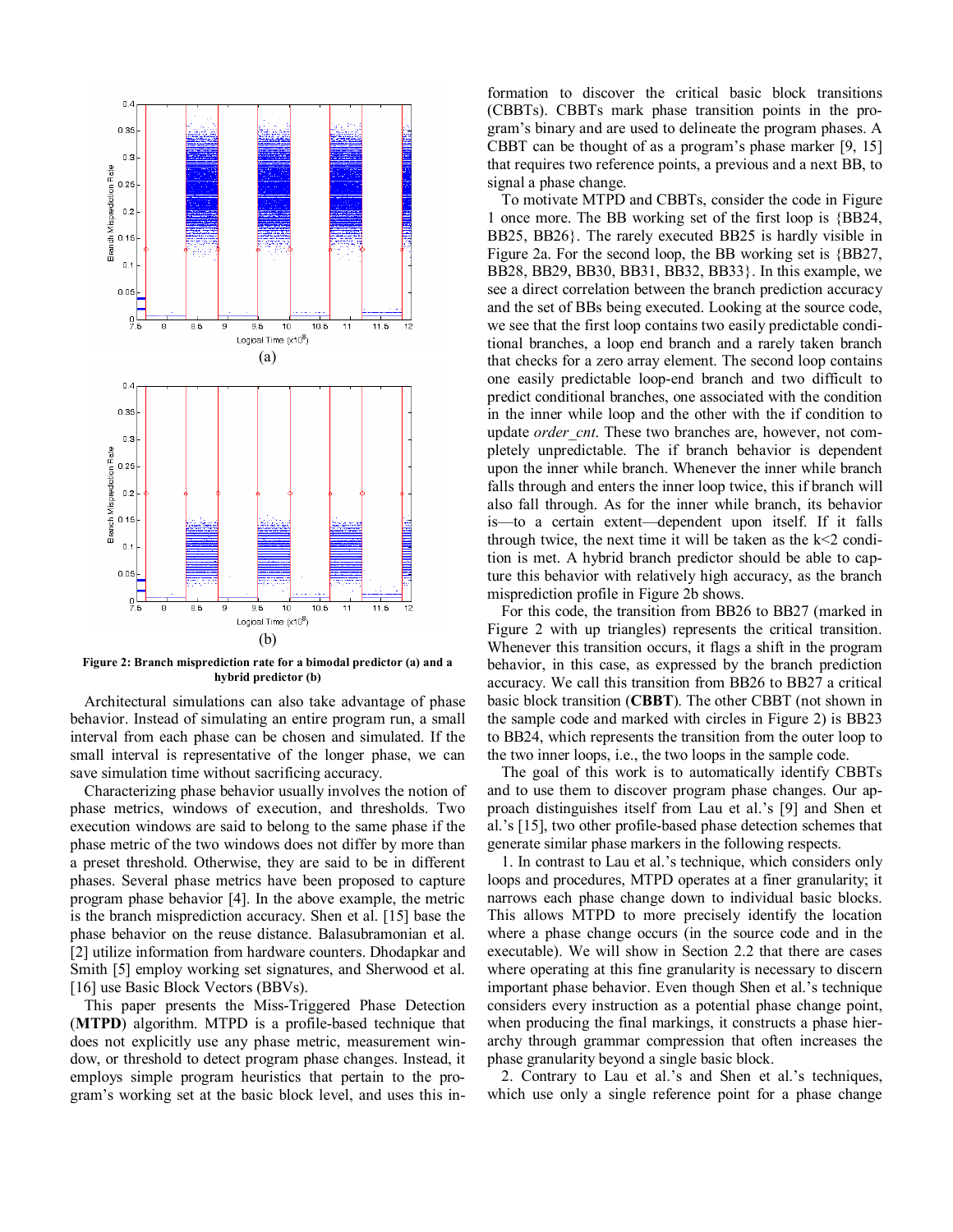Figure 2: Branch misprediction rate for a bimodal predictor (a) and a hybrid predictor (b)

Architectural simulations can also take advantage of phase behavior. Instead of simulating an entire program run, a small interval from each phase can be chosen and simulated. If the small interval is representative of the longer phase, we can save simulation time without sacrificing accuracy.

Characterizing phase behavior usually involves the notion of phase metrics, windows of execution, and thresholds. Two execution windows are said to belong to the same phase if the phase metric of the two windows does not differ by more than a preset threshold. Otherwise, they are said to be in different phases. Several phase metrics have been proposed to capture program phase behavior [4]. In the above example, the metric is the branch misprediction accuracy. Shen et al. [15] base the phase behavior on the reuse distance. Balasubramonian et al. [2] utilize information from hardware counters. Dhodapkar and Smith [5] employ working set signatures, and Sherwood et al. [16] use Basic Block Vectors (BBVs).

This paper presents the Miss-Triggered Phase Detection (**MTPD**) algorithm. MTPD is a profile-based technique that does not explicitly use any phase metric, measurement window, or threshold to detect program phase changes. Instead, it employs simple program heuristics that pertain to the program's working set at the basic block level, and uses this information to discover the critical basic block transitions (CBBTs). CBBTs mark phase transition points in the program's binary and are used to delineate the program phases. A CBBT can be thought of as a program's phase marker [9, 15] that requires two reference points, a previous and a next BB, to signal a phase change.

To motivate MTPD and CBBTs, consider the code in Figure 1 once more. The BB working set of the first loop is {BB24, BB25, BB26}. The rarely executed BB25 is hardly visible in Figure 2a. For the second loop, the BB working set is {BB27, BB28, BB29, BB30, BB31, BB32, BB33}. In this example, we see a direct correlation between the branch prediction accuracy and the set of BBs being executed. Looking at the source code, we see that the first loop contains two easily predictable conditional branches, a loop end branch and a rarely taken branch that checks for a zero array element. The second loop contains one easily predictable loop-end branch and two difficult to predict conditional branches, one associated with the condition in the inner while loop and the other with the if condition to update *order_cnt*. These two branches are, however, not completely unpredictable. The if branch behavior is dependent upon the inner while branch. Whenever the inner while branch falls through and enters the inner loop twice, this if branch will also fall through. As for the inner while branch, its behavior is—to a certain extent—dependent upon itself. If it falls through twice, the next time it will be taken as the k<2 condition is met. A hybrid branch predictor should be able to capture this behavior with relatively high accuracy, as the branch misprediction profile in Figure 2b shows.

For this code, the transition from BB26 to BB27 (marked in Figure 2 with up triangles) represents the critical transition. Whenever this transition occurs, it flags a shift in the program behavior, in this case, as expressed by the branch prediction accuracy. We call this transition from BB26 to BB27 a critical basic block transition (**CBBT**). The other CBBT (not shown in the sample code and marked with circles in Figure 2) is BB23 to BB24, which represents the transition from the outer loop to the two inner loops, i.e., the two loops in the sample code.

The goal of this work is to automatically identify CBBTs and to use them to discover program phase changes. Our approach distinguishes itself from Lau et al.'s [9] and Shen et al.'s [15], two other profile-based phase detection schemes that generate similar phase markers in the following respects.

1. In contrast to Lau et al.'s technique, which considers only loops and procedures, MTPD operates at a finer granularity; it narrows each phase change down to individual basic blocks. This allows MTPD to more precisely identify the location where a phase change occurs (in the source code and in the executable). We will show in Section 2.2 that there are cases where operating at this fine granularity is necessary to discern important phase behavior. Even though Shen et al.'s technique considers every instruction as a potential phase change point, when producing the final markings, it constructs a phase hierarchy through grammar compression that often increases the phase granularity beyond a single basic block.

2. Contrary to Lau et al.'s and Shen et al.'s techniques, which use only a single reference point for a phase change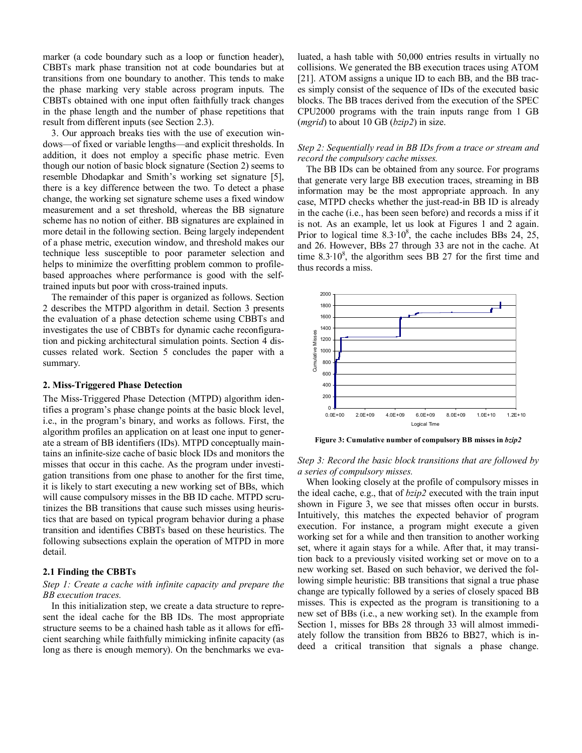marker (a code boundary such as a loop or function header), CBBTs mark phase transition not at code boundaries but at transitions from one boundary to another. This tends to make the phase marking very stable across program inputs. The CBBTs obtained with one input often faithfully track changes in the phase length and the number of phase repetitions that result from different inputs (see Section 2.3).

3. Our approach breaks ties with the use of execution windows—of fixed or variable lengths—and explicit thresholds. In addition, it does not employ a specific phase metric. Even though our notion of basic block signature (Section 2) seems to resemble Dhodapkar and Smith's working set signature [5], there is a key difference between the two. To detect a phase change, the working set signature scheme uses a fixed window measurement and a set threshold, whereas the BB signature scheme has no notion of either. BB signatures are explained in more detail in the following section. Being largely independent of a phase metric, execution window, and threshold makes our technique less susceptible to poor parameter selection and helps to minimize the overfitting problem common to profile-based approaches where performance is good with the self-trained inputs but poor with cross-trained inputs.

The remainder of this paper is organized as follows. Section 2 describes the MTPD algorithm in detail. Section 3 presents the evaluation of a phase detection scheme using CBBTs and investigates the use of CBBTs for dynamic cache reconfiguration and picking architectural simulation points. Section 4 discusses related work. Section 5 concludes the paper with a summary.

## 2. Miss-Triggered Phase Detection

The Miss-Triggered Phase Detection (MTPD) algorithm identifies a program's phase change points at the basic block level, i.e., in the program's binary, and works as follows. First, the algorithm profiles an application on at least one input to generate a stream of BB identifiers (IDs). MTPD conceptually maintains an infinite-size cache of basic block IDs and monitors the misses that occur in this cache. As the program under investigation transitions from one phase to another for the first time, it is likely to start executing a new working set of BBs, which will cause compulsory misses in the BB ID cache. MTPD scrutinizes the BB transitions that cause such misses using heuristics that are based on typical program behavior during a phase transition and identifies CBBTs based on these heuristics. The following subsections explain the operation of MTPD in more detail.

### 2.1 Finding the CBBTs

*Step 1: Create a cache with infinite capacity and prepare the BB execution traces.*

In this initialization step, we create a data structure to represent the ideal cache for the BB IDs. The most appropriate structure seems to be a chained hash table as it allows for efficient searching while faithfully mimicking infinite capacity (as long as there is enough memory). On the benchmarks we evaluated, a hash table with 50,000 entries results in virtually no collisions. We generated the BB execution traces using ATOM [21]. ATOM assigns a unique ID to each BB, and the BB traces simply consist of the sequence of IDs of the executed basic blocks. The BB traces derived from the execution of the SPEC CPU2000 programs with the train inputs range from 1 GB (*mgrid*) to about 10 GB (*bzip2*) in size.

*Step 2: Sequentially read in BB IDs from a trace or stream and record the compulsory cache misses.*

The BB IDs can be obtained from any source. For programs that generate very large BB execution traces, streaming in BB information may be the most appropriate approach. In any case, MTPD checks whether the just-read-in BB ID is already in the cache (i.e., has been seen before) and records a miss if it is not. As an example, let us look at Figures 1 and 2 again. Prior to logical time $8.3 \cdot 10^8$, the cache includes BBs 24, 25, and 26. However, BBs 27 through 33 are not in the cache. At time $8.3 \cdot 10^8$, the algorithm sees BB 27 for the first time and thus records a miss.

**Figure 3: Cumulative number of compulsory BB misses in *bzip2***

*Step 3: Record the basic block transitions that are followed by a series of compulsory misses.*

When looking closely at the profile of compulsory misses in the ideal cache, e.g., that of *bzip2* executed with the train input shown in Figure 3, we see that misses often occur in bursts. Intuitively, this matches the expected behavior of program execution. For instance, a program might execute a given working set for a while and then transition to another working set, where it again stays for a while. After that, it may transition back to a previously visited working set or move on to a new working set. Based on such behavior, we derived the following simple heuristic: BB transitions that signal a true phase change are typically followed by a series of closely spaced BB misses. This is expected as the program is transitioning to a new set of BBs (i.e., a new working set). In the example from Section 1, misses for BBs 28 through 33 will almost immediately follow the transition from BB26 to BB27, which is indeed a critical transition that signals a phase change.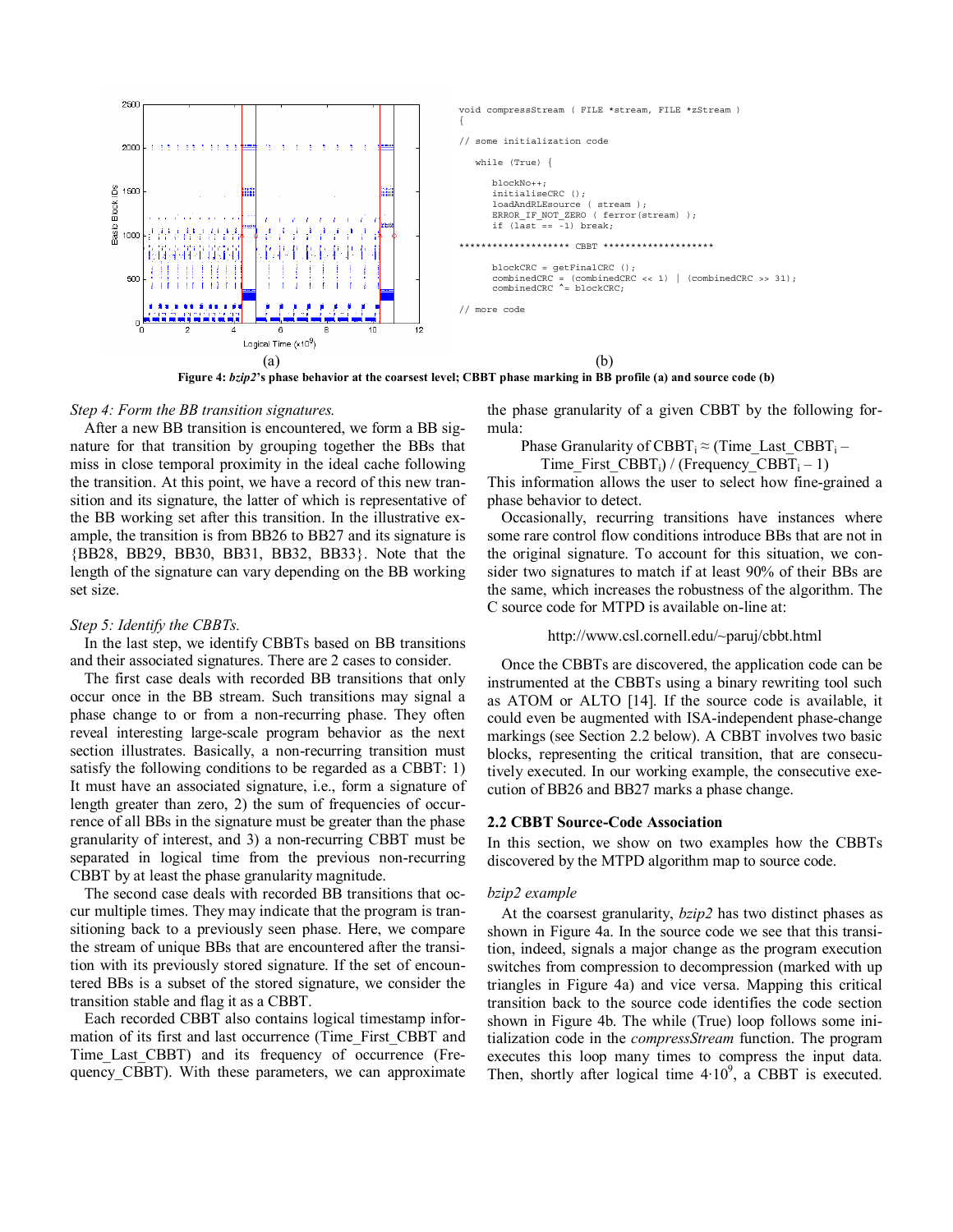```
void compressStream ( FILE *stream, FILE *zStream )
{

// some initialization code

   while (True) {

      blockNo++;
      initialiseCRC ();
      loadAndRLEsource ( stream );
      ERROR_IF_NOT_ZERO ( ferror(stream) );
      if (last == -1) break;

******************* CBBT *******************

      blockCRC = getFinalCRC ();
      combinedCRC = (combinedCRC << 1) | (combinedCRC >> 31);
      combinedCRC ^= blockCRC;

// more code
```

(a) (b)

**Figure 4: *bzip2*'s phase behavior at the coarsest level; CBBT phase marking in BB profile (a) and source code (b)**

*Step 4: Form the BB transition signatures.*

After a new BB transition is encountered, we form a BB signature for that transition by grouping together the BBs that miss in close temporal proximity in the ideal cache following the transition. At this point, we have a record of this new transition and its signature, the latter of which is representative of the BB working set after this transition. In the illustrative example, the transition is from BB26 to BB27 and its signature is {BB28, BB29, BB30, BB31, BB32, BB33}. Note that the length of the signature can vary depending on the BB working set size.

*Step 5: Identify the CBBTs.*

In the last step, we identify CBBTs based on BB transitions and their associated signatures. There are 2 cases to consider.

The first case deals with recorded BB transitions that only occur once in the BB stream. Such transitions may signal a phase change to or from a non-recurring phase. They often reveal interesting large-scale program behavior as the next section illustrates. Basically, a non-recurring transition must satisfy the following conditions to be regarded as a CBBT: 1) It must have an associated signature, i.e., form a signature of length greater than zero, 2) the sum of frequencies of occurrence of all BBs in the signature must be greater than the phase granularity of interest, and 3) a non-recurring CBBT must be separated in logical time from the previous non-recurring CBBT by at least the phase granularity magnitude.

The second case deals with recorded BB transitions that occur multiple times. They may indicate that the program is transitioning back to a previously seen phase. Here, we compare the stream of unique BBs that are encountered after the transition with its previously stored signature. If the set of encountered BBs is a subset of the stored signature, we consider the transition stable and flag it as a CBBT.

Each recorded CBBT also contains logical timestamp information of its first and last occurrence (Time_First_CBBT and Time_Last_CBBT) and its frequency of occurrence (Frequency_CBBT). With these parameters, we can approximate the phase granularity of a given CBBT by the following formula:

$$\text{Phase Granularity of } CBBT_i \approx (Time\_Last\_CBBT_i - Time\_First\_CBBT_i) / (Frequency\_CBBT_i - 1)$$

This information allows the user to select how fine-grained a phase behavior to detect.

Occasionally, recurring transitions have instances where some rare control flow conditions introduce BBs that are not in the original signature. To account for this situation, we consider two signatures to match if at least 90% of their BBs are the same, which increases the robustness of the algorithm. The C source code for MTPD is available on-line at:

http://www.csl.cornell.edu/~paruj/cbbt.html

Once the CBBTs are discovered, the application code can be instrumented at the CBBTs using a binary rewriting tool such as ATOM or ALTO [14]. If the source code is available, it could even be augmented with ISA-independent phase-change markings (see Section 2.2 below). A CBBT involves two basic blocks, representing the critical transition, that are consecutively executed. In our working example, the consecutive execution of BB26 and BB27 marks a phase change.

## 2.2 CBBT Source-Code Association

In this section, we show on two examples how the CBBTs discovered by the MTPD algorithm map to source code.

*bzip2 example*

At the coarsest granularity, *bzip2* has two distinct phases as shown in Figure 4a. In the source code we see that this transition, indeed, signals a major change as the program execution switches from compression to decompression (marked with up triangles in Figure 4a) and vice versa. Mapping this critical transition back to the source code identifies the code section shown in Figure 4b. The while (True) loop follows some initialization code in the *compressStream* function. The program executes this loop many times to compress the input data. Then, shortly after logical time $4 \cdot 10^9$, a CBBT is executed.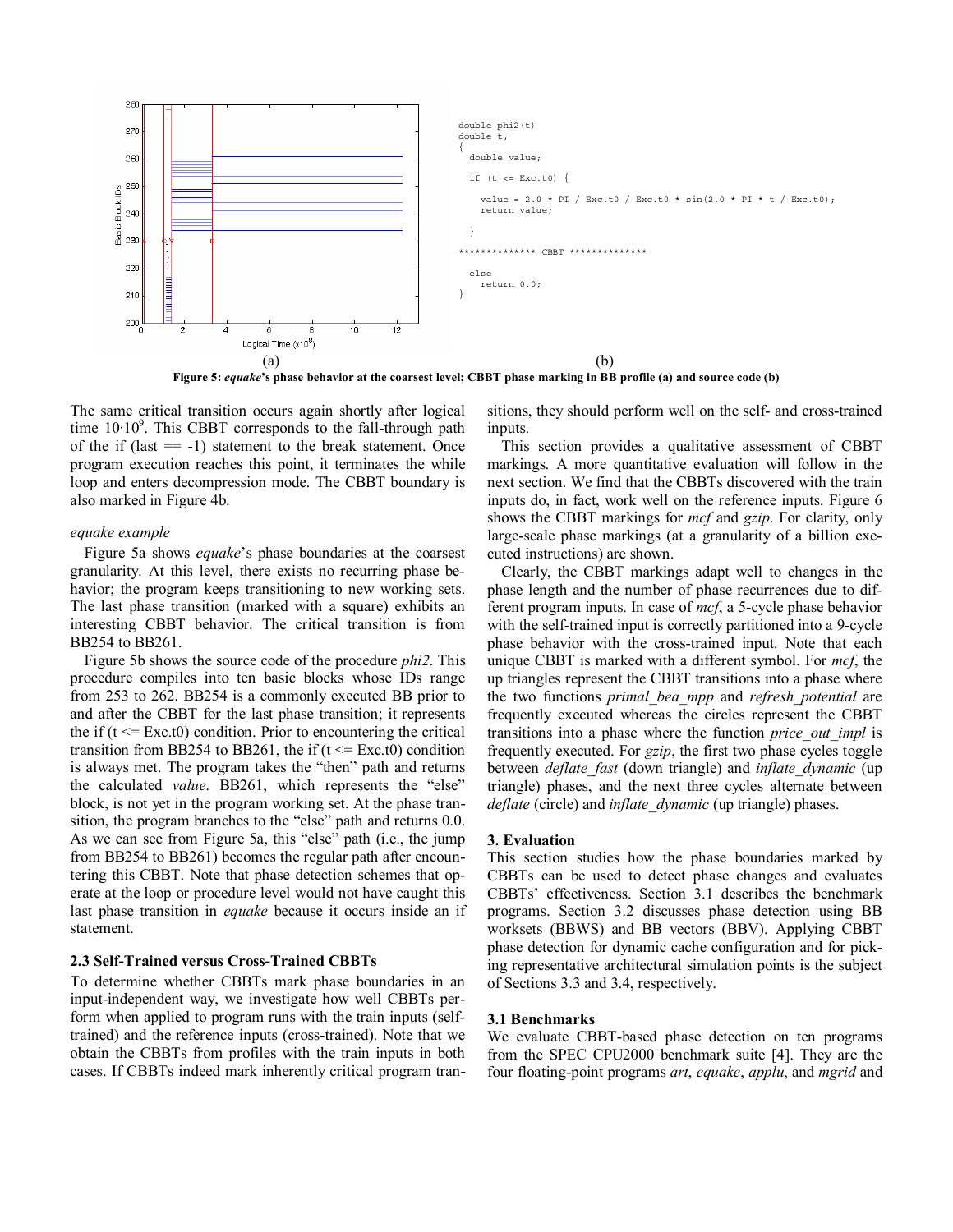```
double phi2(t)
double t;
{
  double value;

  if (t <= Exc.t0) {

    value = 2.0 * PI / Exc.t0 / Exc.t0 * sin(2.0 * PI * t / Exc.t0);
    return value;

  }

************** CBBT **************

  else
    return 0.0;
}
```

(a) (b)

**Figure 5: *equake*'s phase behavior at the coarsest level; CBBT phase marking in BB profile (a) and source code (b)**

The same critical transition occurs again shortly after logical time $10 \cdot 10^9$. This CBBT corresponds to the fall-through path of the if (last == -1) statement to the break statement. Once program execution reaches this point, it terminates the while loop and enters decompression mode. The CBBT boundary is also marked in Figure 4b.

*equake example*

Figure 5a shows *equake*'s phase boundaries at the coarsest granularity. At this level, there exists no recurring phase behavior; the program keeps transitioning to new working sets. The last phase transition (marked with a square) exhibits an interesting CBBT behavior. The critical transition is from BB254 to BB261.

Figure 5b shows the source code of the procedure *phi2*. This procedure compiles into ten basic blocks whose IDs range from 253 to 262. BB254 is a commonly executed BB prior to and after the CBBT for the last phase transition; it represents the if (t <= Exc.t0) condition. Prior to encountering the critical transition from BB254 to BB261, the if (t <= Exc.t0) condition is always met. The program takes the "then" path and returns the calculated *value*. BB261, which represents the "else" block, is not yet in the program working set. At the phase transition, the program branches to the "else" path and returns 0.0. As we can see from Figure 5a, this "else" path (i.e., the jump from BB254 to BB261) becomes the regular path after encountering this CBBT. Note that phase detection schemes that operate at the loop or procedure level would not have caught this last phase transition in *equake* because it occurs inside an if statement.

### 2.3 Self-Trained versus Cross-Trained CBBTs

To determine whether CBBTs mark phase boundaries in an input-independent way, we investigate how well CBBTs perform when applied to program runs with the train inputs (self-trained) and the reference inputs (cross-trained). Note that we obtain the CBBTs from profiles with the train inputs in both cases. If CBBTs indeed mark inherently critical program transitions, they should perform well on the self- and cross-trained inputs.

This section provides a qualitative assessment of CBBT markings. A more quantitative evaluation will follow in the next section. We find that the CBBTs discovered with the train inputs do, in fact, work well on the reference inputs. Figure 6 shows the CBBT markings for *mcf* and *gzip*. For clarity, only large-scale phase markings (at a granularity of a billion executed instructions) are shown.

Clearly, the CBBT markings adapt well to changes in the phase length and the number of phase recurrences due to different program inputs. In case of *mcf*, a 5-cycle phase behavior with the self-trained input is correctly partitioned into a 9-cycle phase behavior with the cross-trained input. Note that each unique CBBT is marked with a different symbol. For *mcf*, the up triangles represent the CBBT transitions into a phase where the two functions *primal_bea_mpp* and *refresh_potential* are frequently executed whereas the circles represent the CBBT transitions into a phase where the function *price_out_impl* is frequently executed. For *gzip*, the first two phase cycles toggle between *deflate_fast* (down triangle) and *inflate_dynamic* (up triangle) phases, and the next three cycles alternate between *deflate* (circle) and *inflate_dynamic* (up triangle) phases.

## 3. Evaluation

This section studies how the phase boundaries marked by CBBTs can be used to detect phase changes and evaluates CBBTs' effectiveness. Section 3.1 describes the benchmark programs. Section 3.2 discusses phase detection using BB worksets (BBWS) and BB vectors (BBV). Applying CBBT phase detection for dynamic cache configuration and for picking representative architectural simulation points is the subject of Sections 3.3 and 3.4, respectively.

### 3.1 Benchmarks

We evaluate CBBT-based phase detection on ten programs from the SPEC CPU2000 benchmark suite [4]. They are the four floating-point programs *art*, *equake*, *applu*, and *mgrid* and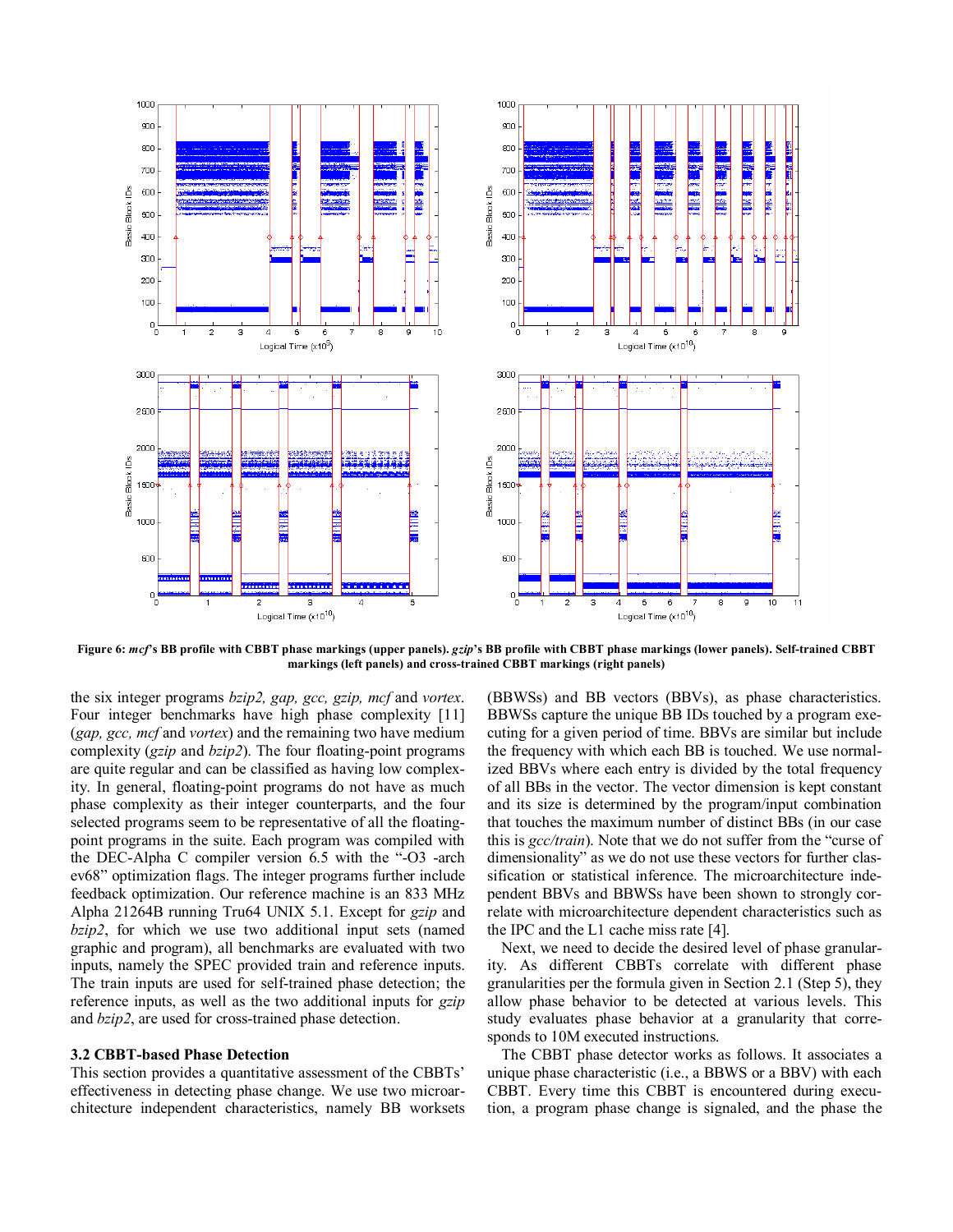**Figure 6:** ***mcf*'s BB profile with CBBT phase markings (upper panels). *gzip*'s BB profile with CBBT phase markings (lower panels). Self-trained CBBT markings (left panels) and cross-trained CBBT markings (right panels)**

the six integer programs *bzip2, gap, gcc, gzip, mcf* and *vortex*. Four integer benchmarks have high phase complexity [11] (*gap, gcc, mcf* and *vortex*) and the remaining two have medium complexity (*gzip* and *bzip2*). The four floating-point programs are quite regular and can be classified as having low complexity. In general, floating-point programs do not have as much phase complexity as their integer counterparts, and the four selected programs seem to be representative of all the floating-point programs in the suite. Each program was compiled with the DEC-Alpha C compiler version 6.5 with the "-O3 -arch ev68" optimization flags. The integer programs further include feedback optimization. Our reference machine is an 833 MHz Alpha 21264B running Tru64 UNIX 5.1. Except for *gzip* and *bzip2*, for which we use two additional input sets (named graphic and program), all benchmarks are evaluated with two inputs, namely the SPEC provided train and reference inputs. The train inputs are used for self-trained phase detection; the reference inputs, as well as the two additional inputs for *gzip* and *bzip2*, are used for cross-trained phase detection.

### 3.2 CBBT-based Phase Detection

This section provides a quantitative assessment of the CBBTs' effectiveness in detecting phase change. We use two microarchitecture independent characteristics, namely BB worksets (BBWSs) and BB vectors (BBVs), as phase characteristics. BBWSs capture the unique BB IDs touched by a program executing for a given period of time. BBVs are similar but include the frequency with which each BB is touched. We use normalized BBVs where each entry is divided by the total frequency of all BBs in the vector. The vector dimension is kept constant and its size is determined by the program/input combination that touches the maximum number of distinct BBs (in our case this is *gcc/train*). Note that we do not suffer from the "curse of dimensionality" as we do not use these vectors for further classification or statistical inference. The microarchitecture independent BBVs and BBWSs have been shown to strongly correlate with microarchitecture dependent characteristics such as the IPC and the L1 cache miss rate [4].

Next, we need to decide the desired level of phase granularity. As different CBBTs correlate with different phase granularities per the formula given in Section 2.1 (Step 5), they allow phase behavior to be detected at various levels. This study evaluates phase behavior at a granularity that corresponds to 10M executed instructions.

The CBBT phase detector works as follows. It associates a unique phase characteristic (i.e., a BBWS or a BBV) with each CBBT. Every time this CBBT is encountered during execution, a program phase change is signaled, and the phase the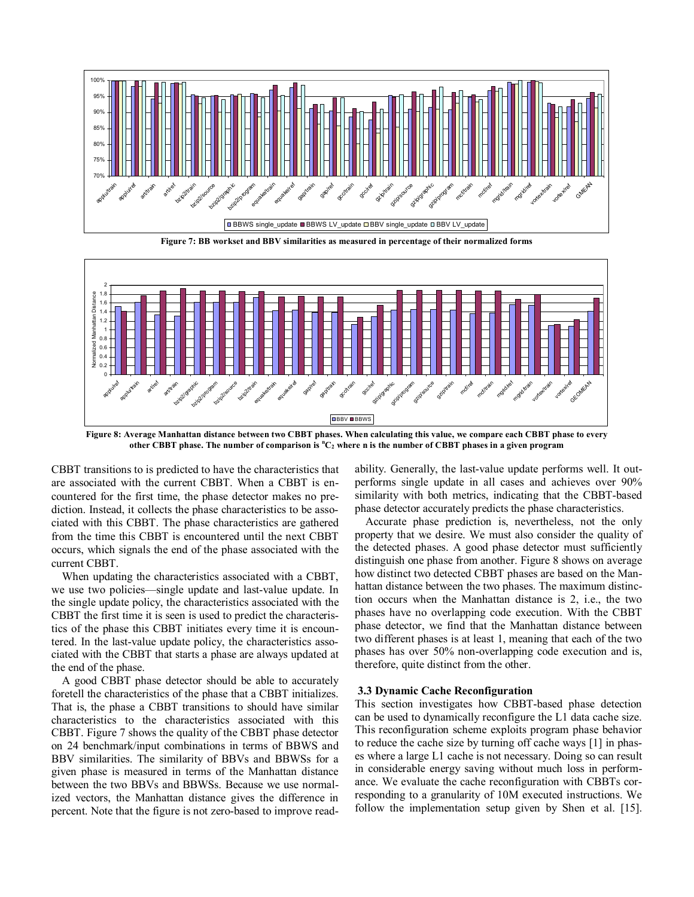Figure 7: BB workset and BBV similarities as measured in percentage of their normalized forms

Figure 8: Average Manhattan distance between two CBBT phases. When calculating this value, we compare each CBBT phase to every other CBBT phase. The number of comparison is $^nC_2$ where n is the number of CBBT phases in a given program

CBBT transitions to is predicted to have the characteristics that are associated with the current CBBT. When a CBBT is encountered for the first time, the phase detector makes no prediction. Instead, it collects the phase characteristics to be associated with this CBBT. The phase characteristics are gathered from the time this CBBT is encountered until the next CBBT occurs, which signals the end of the phase associated with the current CBBT.

When updating the characteristics associated with a CBBT, we use two policies—single update and last-value update. In the single update policy, the characteristics associated with the CBBT the first time it is seen is used to predict the characteristics of the phase this CBBT initiates every time it is encountered. In the last-value update policy, the characteristics associated with the CBBT that starts a phase are always updated at the end of the phase.

A good CBBT phase detector should be able to accurately foretell the characteristics of the phase that a CBBT initializes. That is, the phase a CBBT transitions to should have similar characteristics to the characteristics associated with this CBBT. Figure 7 shows the quality of the CBBT phase detector on 24 benchmark/input combinations in terms of BBWS and BBV similarities. The similarity of BBVs and BBWSs for a given phase is measured in terms of the Manhattan distance between the two BBVs and BBWSs. Because we use normalized vectors, the Manhattan distance gives the difference in percent. Note that the figure is not zero-based to improve readability. Generally, the last-value update performs well. It outperforms single update in all cases and achieves over 90% similarity with both metrics, indicating that the CBBT-based phase detector accurately predicts the phase characteristics.

Accurate phase prediction is, nevertheless, not the only property that we desire. We must also consider the quality of the detected phases. A good phase detector must sufficiently distinguish one phase from another. Figure 8 shows on average how distinct two detected CBBT phases are based on the Manhattan distance between the two phases. The maximum distinction occurs when the Manhattan distance is 2, i.e., the two phases have no overlapping code execution. With the CBBT phase detector, we find that the Manhattan distance between two different phases is at least 1, meaning that each of the two phases has over 50% non-overlapping code execution and is, therefore, quite distinct from the other.

### 3.3 Dynamic Cache Reconfiguration

This section investigates how CBBT-based phase detection can be used to dynamically reconfigure the L1 data cache size. This reconfiguration scheme exploits program phase behavior to reduce the cache size by turning off cache ways [1] in phases where a large L1 cache is not necessary. Doing so can result in considerable energy saving without much loss in performance. We evaluate the cache reconfiguration with CBBTs corresponding to a granularity of 10M executed instructions. We follow the implementation setup given by Shen et al. [15].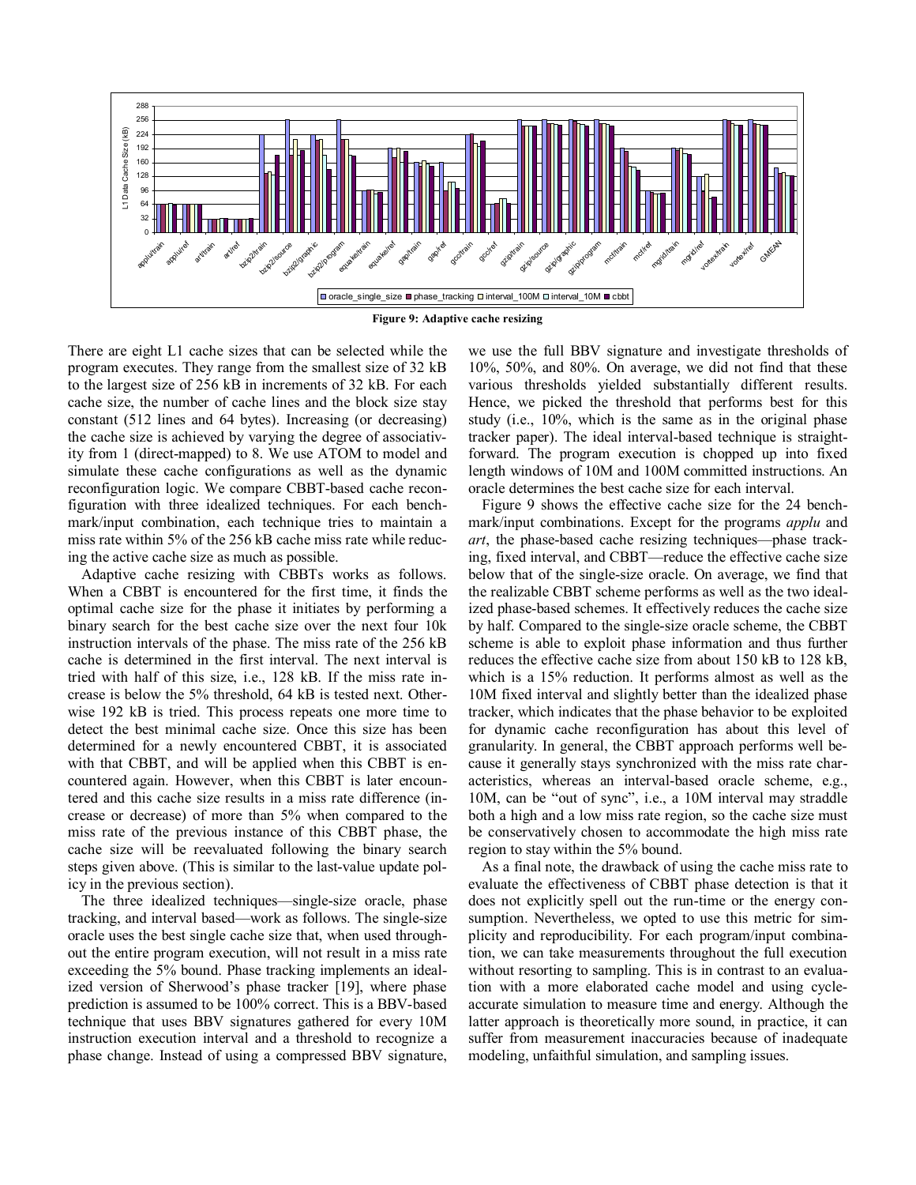Figure 9: Adaptive cache resizing

There are eight L1 cache sizes that can be selected while the program executes. They range from the smallest size of 32 kB to the largest size of 256 kB in increments of 32 kB. For each cache size, the number of cache lines and the block size stay constant (512 lines and 64 bytes). Increasing (or decreasing) the cache size is achieved by varying the degree of associativity from 1 (direct-mapped) to 8. We use ATOM to model and simulate these cache configurations as well as the dynamic reconfiguration logic. We compare CBBT-based cache reconfiguration with three idealized techniques. For each benchmark/input combination, each technique tries to maintain a miss rate within 5% of the 256 kB cache miss rate while reducing the active cache size as much as possible.

Adaptive cache resizing with CBBTs works as follows. When a CBBT is encountered for the first time, it finds the optimal cache size for the phase it initiates by performing a binary search for the best cache size over the next four 10k instruction intervals of the phase. The miss rate of the 256 kB cache is determined in the first interval. The next interval is tried with half of this size, i.e., 128 kB. If the miss rate increase is below the 5% threshold, 64 kB is tested next. Otherwise 192 kB is tried. This process repeats one more time to detect the best minimal cache size. Once this size has been determined for a newly encountered CBBT, it is associated with that CBBT, and will be applied when this CBBT is encountered again. However, when this CBBT is later encountered and this cache size results in a miss rate difference (increase or decrease) of more than 5% when compared to the miss rate of the previous instance of this CBBT phase, the cache size will be reevaluated following the binary search steps given above. (This is similar to the last-value update policy in the previous section).

The three idealized techniques—single-size oracle, phase tracking, and interval based—work as follows. The single-size oracle uses the best single cache size that, when used throughout the entire program execution, will not result in a miss rate exceeding the 5% bound. Phase tracking implements an idealized version of Sherwood's phase tracker [19], where phase prediction is assumed to be 100% correct. This is a BBV-based technique that uses BBV signatures gathered for every 10M instruction execution interval and a threshold to recognize a phase change. Instead of using a compressed BBV signature, we use the full BBV signature and investigate thresholds of 10%, 50%, and 80%. On average, we did not find that these various thresholds yielded substantially different results. Hence, we picked the threshold that performs best for this study (i.e., 10%, which is the same as in the original phase tracker paper). The ideal interval-based technique is straightforward. The program execution is chopped up into fixed length windows of 10M and 100M committed instructions. An oracle determines the best cache size for each interval.

Figure 9 shows the effective cache size for the 24 benchmark/input combinations. Except for the programs *applu* and *art*, the phase-based cache resizing techniques—phase tracking, fixed interval, and CBBT—reduce the effective cache size below that of the single-size oracle. On average, we find that the realizable CBBT scheme performs as well as the two idealized phase-based schemes. It effectively reduces the cache size by half. Compared to the single-size oracle scheme, the CBBT scheme is able to exploit phase information and thus further reduces the effective cache size from about 150 kB to 128 kB, which is a 15% reduction. It performs almost as well as the 10M fixed interval and slightly better than the idealized phase tracker, which indicates that the phase behavior to be exploited for dynamic cache reconfiguration has about this level of granularity. In general, the CBBT approach performs well because it generally stays synchronized with the miss rate characteristics, whereas an interval-based oracle scheme, e.g., 10M, can be "out of sync", i.e., a 10M interval may straddle both a high and a low miss rate region, so the cache size must be conservatively chosen to accommodate the high miss rate region to stay within the 5% bound.

As a final note, the drawback of using the cache miss rate to evaluate the effectiveness of CBBT phase detection is that it does not explicitly spell out the run-time or the energy consumption. Nevertheless, we opted to use this metric for simplicity and reproducibility. For each program/input combination, we can take measurements throughout the full execution without resorting to sampling. This is in contrast to an evaluation with a more elaborated cache model and using cycle-accurate simulation to measure time and energy. Although the latter approach is theoretically more sound, in practice, it can suffer from measurement inaccuracies because of inadequate modeling, unfaithful simulation, and sampling issues.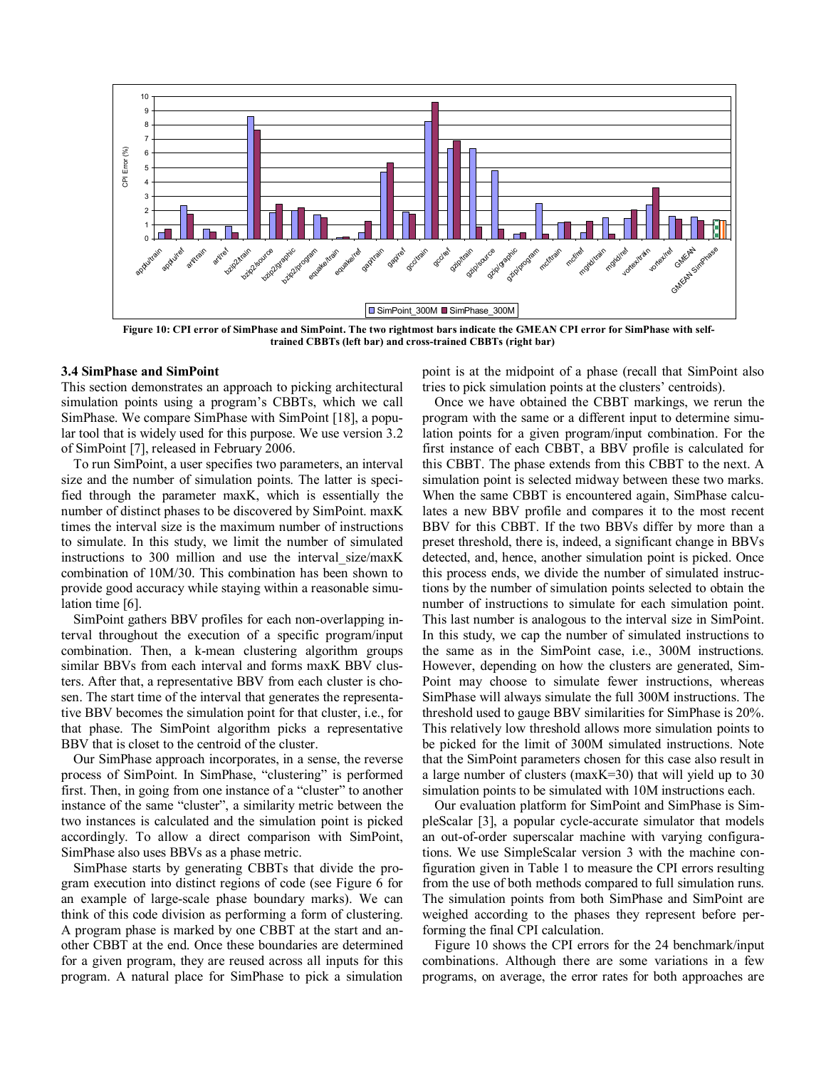**Figure 10: CPI error of SimPhase and SimPoint. The two rightmost bars indicate the GMEAN CPI error for SimPhase with self-trained CBBTs (left bar) and cross-trained CBBTs (right bar)**

### 3.4 SimPhase and SimPoint

This section demonstrates an approach to picking architectural simulation points using a program's CBBTs, which we call SimPhase. We compare SimPhase with SimPoint [18], a popular tool that is widely used for this purpose. We use version 3.2 of SimPoint [7], released in February 2006.

To run SimPoint, a user specifies two parameters, an interval size and the number of simulation points. The latter is specified through the parameter maxK, which is essentially the number of distinct phases to be discovered by SimPoint. maxK times the interval size is the maximum number of instructions to simulate. In this study, we limit the number of simulated instructions to 300 million and use the interval_size/maxK combination of 10M/30. This combination has been shown to provide good accuracy while staying within a reasonable simulation time [6].

SimPoint gathers BBV profiles for each non-overlapping interval throughout the execution of a specific program/input combination. Then, a k-mean clustering algorithm groups similar BBVs from each interval and forms maxK BBV clusters. After that, a representative BBV from each cluster is chosen. The start time of the interval that generates the representative BBV becomes the simulation point for that cluster, i.e., for that phase. The SimPoint algorithm picks a representative BBV that is closet to the centroid of the cluster.

Our SimPhase approach incorporates, in a sense, the reverse process of SimPoint. In SimPhase, "clustering" is performed first. Then, in going from one instance of a "cluster" to another instance of the same "cluster", a similarity metric between the two instances is calculated and the simulation point is picked accordingly. To allow a direct comparison with SimPoint, SimPhase also uses BBVs as a phase metric.

SimPhase starts by generating CBBTs that divide the program execution into distinct regions of code (see Figure 6 for an example of large-scale phase boundary marks). We can think of this code division as performing a form of clustering. A program phase is marked by one CBBT at the start and another CBBT at the end. Once these boundaries are determined for a given program, they are reused across all inputs for this program. A natural place for SimPhase to pick a simulation point is at the midpoint of a phase (recall that SimPoint also tries to pick simulation points at the clusters' centroids).

Once we have obtained the CBBT markings, we rerun the program with the same or a different input to determine simulation points for a given program/input combination. For the first instance of each CBBT, a BBV profile is calculated for this CBBT. The phase extends from this CBBT to the next. A simulation point is selected midway between these two marks. When the same CBBT is encountered again, SimPhase calculates a new BBV profile and compares it to the most recent BBV for this CBBT. If the two BBVs differ by more than a preset threshold, there is, indeed, a significant change in BBVs detected, and, hence, another simulation point is picked. Once this process ends, we divide the number of simulated instructions by the number of simulation points selected to obtain the number of instructions to simulate for each simulation point. This last number is analogous to the interval size in SimPoint. In this study, we cap the number of simulated instructions to the same as in the SimPoint case, i.e., 300M instructions. However, depending on how the clusters are generated, SimPoint may choose to simulate fewer instructions, whereas SimPhase will always simulate the full 300M instructions. The threshold used to gauge BBV similarities for SimPhase is 20%. This relatively low threshold allows more simulation points to be picked for the limit of 300M simulated instructions. Note that the SimPoint parameters chosen for this case also result in a large number of clusters (maxK=30) that will yield up to 30 simulation points to be simulated with 10M instructions each.

Our evaluation platform for SimPoint and SimPhase is SimpleScalar [3], a popular cycle-accurate simulator that models an out-of-order superscalar machine with varying configurations. We use SimpleScalar version 3 with the machine configuration given in Table 1 to measure the CPI errors resulting from the use of both methods compared to full simulation runs. The simulation points from both SimPhase and SimPoint are weighed according to the phases they represent before performing the final CPI calculation.

Figure 10 shows the CPI errors for the 24 benchmark/input combinations. Although there are some variations in a few programs, on average, the error rates for both approaches are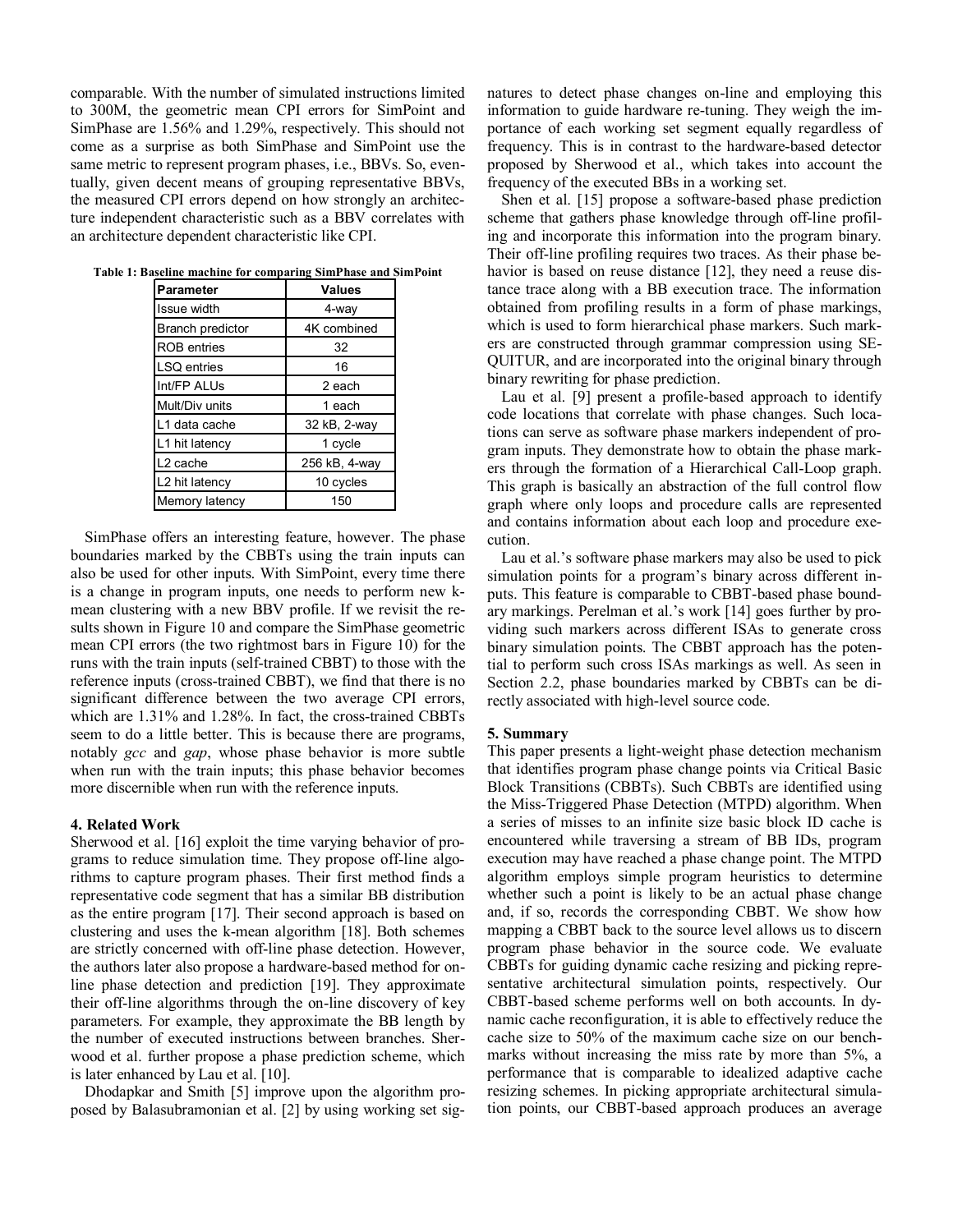comparable. With the number of simulated instructions limited to 300M, the geometric mean CPI errors for SimPoint and SimPhase are 1.56% and 1.29%, respectively. This should not come as a surprise as both SimPhase and SimPoint use the same metric to represent program phases, i.e., BBVs. So, eventually, given decent means of grouping representative BBVs, the measured CPI errors depend on how strongly an architecture independent characteristic such as a BBV correlates with an architecture dependent characteristic like CPI.

**Table 1: Baseline machine for comparing SimPhase and SimPoint**

| Parameter | Values |
|---|---|
| Issue width | 4-way |
| Branch predictor | 4K combined |
| ROB entries | 32 |
| LSQ entries | 16 |
| Int/FP ALUs | 2 each |
| Mult/Div units | 1 each |
| L1 data cache | 32 kB, 2-way |
| L1 hit latency | 1 cycle |
| L2 cache | 256 kB, 4-way |
| L2 hit latency | 10 cycles |
| Memory latency | 150 |

SimPhase offers an interesting feature, however. The phase boundaries marked by the CBBTs using the train inputs can also be used for other inputs. With SimPoint, every time there is a change in program inputs, one needs to perform new k-mean clustering with a new BBV profile. If we revisit the results shown in Figure 10 and compare the SimPhase geometric mean CPI errors (the two rightmost bars in Figure 10) for the runs with the train inputs (self-trained CBBT) to those with the reference inputs (cross-trained CBBT), we find that there is no significant difference between the two average CPI errors, which are 1.31% and 1.28%. In fact, the cross-trained CBBTs seem to do a little better. This is because there are programs, notably *gcc* and *gap*, whose phase behavior is more subtle when run with the train inputs; this phase behavior becomes more discernible when run with the reference inputs.

## 4. Related Work

Sherwood et al. [16] exploit the time varying behavior of programs to reduce simulation time. They propose off-line algorithms to capture program phases. Their first method finds a representative code segment that has a similar BB distribution as the entire program [17]. Their second approach is based on clustering and uses the k-mean algorithm [18]. Both schemes are strictly concerned with off-line phase detection. However, the authors later also propose a hardware-based method for online phase detection and prediction [19]. They approximate their off-line algorithms through the on-line discovery of key parameters. For example, they approximate the BB length by the number of executed instructions between branches. Sherwood et al. further propose a phase prediction scheme, which is later enhanced by Lau et al. [10].

Dhodapkar and Smith [5] improve upon the algorithm proposed by Balasubramonian et al. [2] by using working set signatures to detect phase changes on-line and employing this information to guide hardware re-tuning. They weigh the importance of each working set segment equally regardless of frequency. This is in contrast to the hardware-based detector proposed by Sherwood et al., which takes into account the frequency of the executed BBs in a working set.

Shen et al. [15] propose a software-based phase prediction scheme that gathers phase knowledge through off-line profiling and incorporate this information into the program binary. Their off-line profiling requires two traces. As their phase behavior is based on reuse distance [12], they need a reuse distance trace along with a BB execution trace. The information obtained from profiling results in a form of phase markings, which is used to form hierarchical phase markers. Such markers are constructed through grammar compression using SEQUITUR, and are incorporated into the original binary through binary rewriting for phase prediction.

Lau et al. [9] present a profile-based approach to identify code locations that correlate with phase changes. Such locations can serve as software phase markers independent of program inputs. They demonstrate how to obtain the phase markers through the formation of a Hierarchical Call-Loop graph. This graph is basically an abstraction of the full control flow graph where only loops and procedure calls are represented and contains information about each loop and procedure execution.

Lau et al.'s software phase markers may also be used to pick simulation points for a program's binary across different inputs. This feature is comparable to CBBT-based phase boundary markings. Perelman et al.'s work [14] goes further by providing such markers across different ISAs to generate cross binary simulation points. The CBBT approach has the potential to perform such cross ISAs markings as well. As seen in Section 2.2, phase boundaries marked by CBBTs can be directly associated with high-level source code.

## 5. Summary

This paper presents a light-weight phase detection mechanism that identifies program phase change points via Critical Basic Block Transitions (CBBTs). Such CBBTs are identified using the Miss-Triggered Phase Detection (MTPD) algorithm. When a series of misses to an infinite size basic block ID cache is encountered while traversing a stream of BB IDs, program execution may have reached a phase change point. The MTPD algorithm employs simple program heuristics to determine whether such a point is likely to be an actual phase change and, if so, records the corresponding CBBT. We show how mapping a CBBT back to the source level allows us to discern program phase behavior in the source code. We evaluate CBBTs for guiding dynamic cache resizing and picking representative architectural simulation points, respectively. Our CBBT-based scheme performs well on both accounts. In dynamic cache reconfiguration, it is able to effectively reduce the cache size to 50% of the maximum cache size on our benchmarks without increasing the miss rate by more than 5%, a performance that is comparable to idealized adaptive cache resizing schemes. In picking appropriate architectural simulation points, our CBBT-based approach produces an average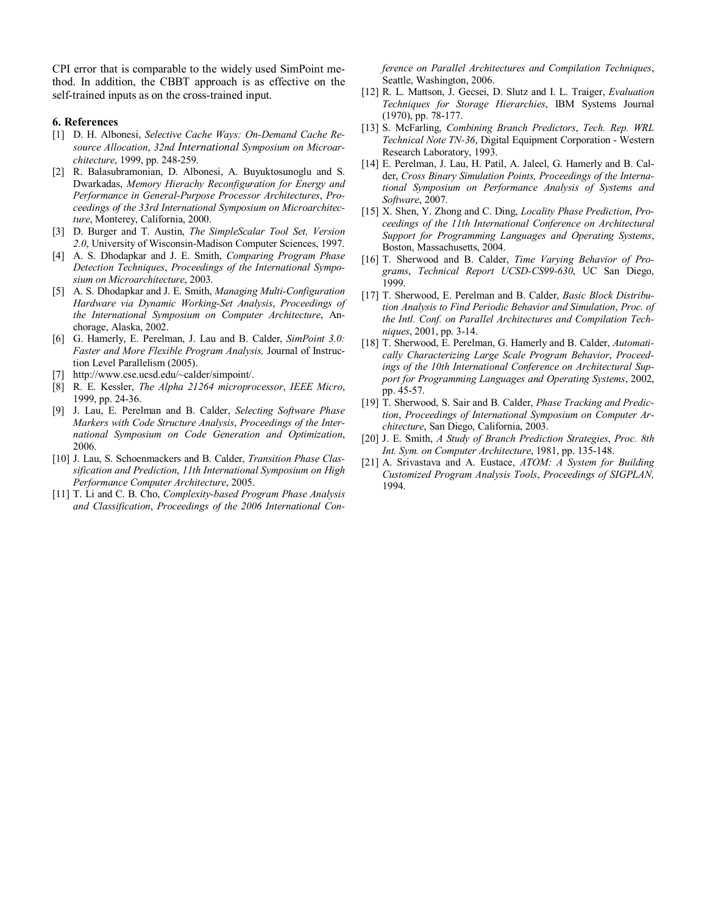CPI error that is comparable to the widely used SimPoint method. In addition, the CBBT approach is as effective on the self-trained inputs as on the cross-trained input.

## 6. References

[1] D. H. Albonesi, *Selective Cache Ways: On-Demand Cache Resource Allocation*, *32nd International Symposium on Microarchitecture*, 1999, pp. 248-259.

[2] R. Balasubramonian, D. Albonesi, A. Buyuktosunoglu and S. Dwarkadas, *Memory Hierachy Reconfiguration for Energy and Performance in General-Purpose Processor Architectures*, *Proceedings of the 33rd International Symposium on Microarchitecture*, Monterey, California, 2000.

[3] D. Burger and T. Austin, *The SimpleScalar Tool Set, Version 2.0*, University of Wisconsin-Madison Computer Sciences, 1997.

[4] A. S. Dhodapkar and J. E. Smith, *Comparing Program Phase Detection Techniques*, *Proceedings of the International Symposium on Microarchitecture*, 2003.

[5] A. S. Dhodapkar and J. E. Smith, *Managing Multi-Configuration Hardware via Dynamic Working-Set Analysis*, *Proceedings of the International Symposium on Computer Architecture*, Anchorage, Alaska, 2002.

[6] G. Hamerly, E. Perelman, J. Lau and B. Calder, *SimPoint 3.0: Faster and More Flexible Program Analysis,* Journal of Instruction Level Parallelism (2005).

[7] http://www.cse.ucsd.edu/~calder/simpoint/.

[8] R. E. Kessler, *The Alpha 21264 microprocessor*, *IEEE Micro*, 1999, pp. 24-36.

[9] J. Lau, E. Perelman and B. Calder, *Selecting Software Phase Markers with Code Structure Analysis*, *Proceedings of the International Symposium on Code Generation and Optimization*, 2006.

[10] J. Lau, S. Schoenmackers and B. Calder, *Transition Phase Classification and Prediction*, *11th International Symposium on High Performance Computer Architecture*, 2005.

[11] T. Li and C. B. Cho, *Complexity-based Program Phase Analysis and Classification*, *Proceedings of the 2006 International Conference on Parallel Architectures and Compilation Techniques*, Seattle, Washington, 2006.

[12] R. L. Mattson, J. Gecsei, D. Slutz and I. L. Traiger, *Evaluation Techniques for Storage Hierarchies*, IBM Systems Journal (1970), pp. 78-177.

[13] S. McFarling, *Combining Branch Predictors*, *Tech. Rep. WRL Technical Note TN-36*, Digital Equipment Corporation - Western Research Laboratory, 1993.

[14] E. Perelman, J. Lau, H. Patil, A. Jaleel, G. Hamerly and B. Calder, *Cross Binary Simulation Points, Proceedings of the International Symposium on Performance Analysis of Systems and Software*, 2007.

[15] X. Shen, Y. Zhong and C. Ding, *Locality Phase Prediction*, *Proceedings of the 11th International Conference on Architectural Support for Programming Languages and Operating Systems*, Boston, Massachusetts, 2004.

[16] T. Sherwood and B. Calder, *Time Varying Behavior of Programs*, *Technical Report UCSD-CS99-630*, UC San Diego, 1999.

[17] T. Sherwood, E. Perelman and B. Calder, *Basic Block Distribution Analysis to Find Periodic Behavior and Simulation*, *Proc. of the Intl. Conf. on Parallel Architectures and Compilation Techniques*, 2001, pp. 3-14.

[18] T. Sherwood, E. Perelman, G. Hamerly and B. Calder, *Automatically Characterizing Large Scale Program Behavior*, *Proceedings of the 10th International Conference on Architectural Support for Programming Languages and Operating Systems*, 2002, pp. 45-57.

[19] T. Sherwood, S. Sair and B. Calder, *Phase Tracking and Prediction*, *Proceedings of International Symposium on Computer Architecture*, San Diego, California, 2003.

[20] J. E. Smith, *A Study of Branch Prediction Strategies*, *Proc. 8th Int. Sym. on Computer Architecture*, 1981, pp. 135-148.

[21] A. Srivastava and A. Eustace, *ATOM: A System for Building Customized Program Analysis Tools*, *Proceedings of SIGPLAN,* 1994.